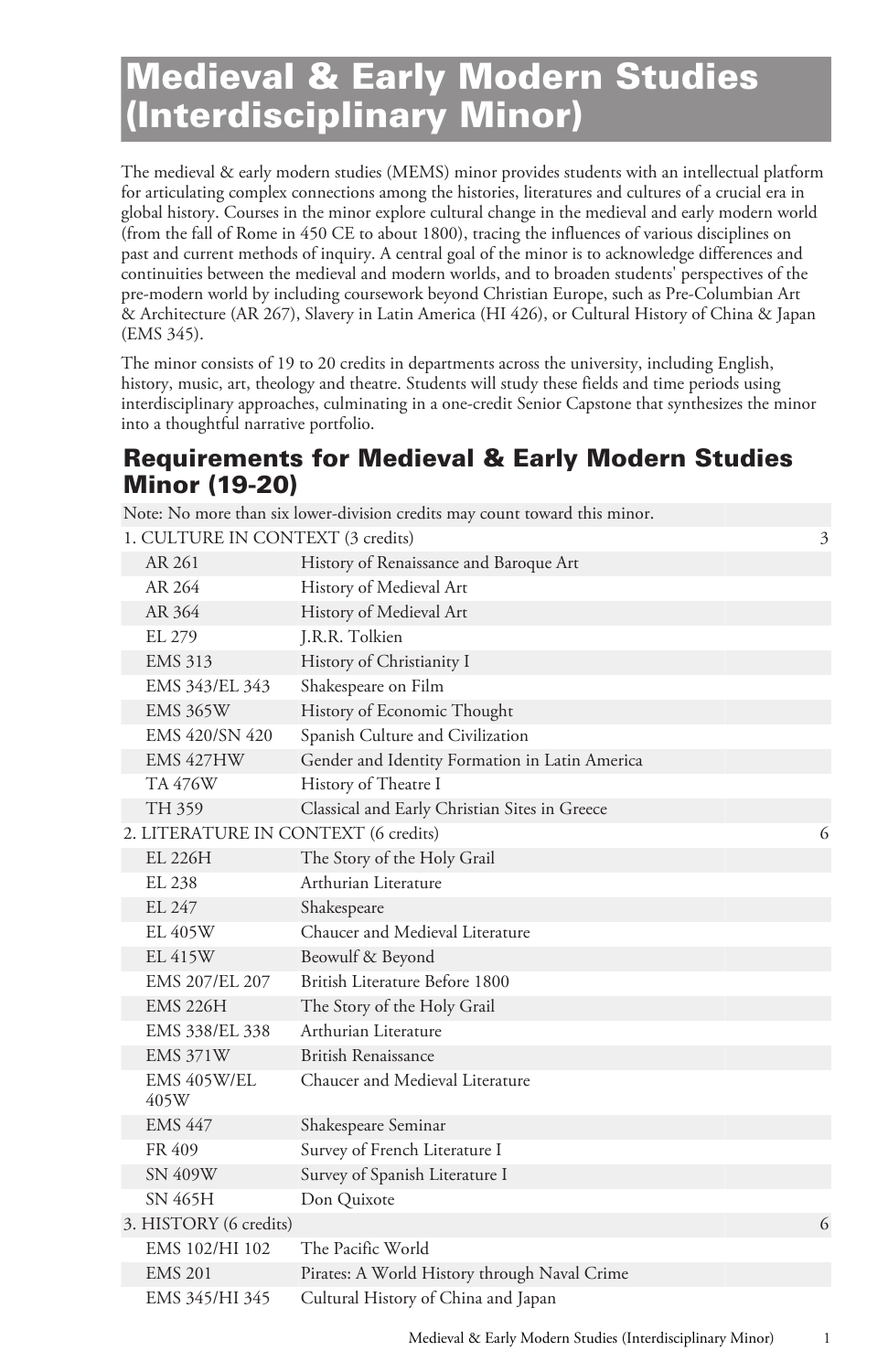# Medieval & Early Modern Studies (Interdisciplinary Minor)

The medieval & early modern studies (MEMS) minor provides students with an intellectual platform for articulating complex connections among the histories, literatures and cultures of a crucial era in global history. Courses in the minor explore cultural change in the medieval and early modern world (from the fall of Rome in 450 CE to about 1800), tracing the influences of various disciplines on past and current methods of inquiry. A central goal of the minor is to acknowledge differences and continuities between the medieval and modern worlds, and to broaden students' perspectives of the pre-modern world by including coursework beyond Christian Europe, such as Pre-Columbian Art & Architecture (AR 267), Slavery in Latin America (HI 426), or Cultural History of China & Japan (EMS 345).

The minor consists of 19 to 20 credits in departments across the university, including English, history, music, art, theology and theatre. Students will study these fields and time periods using interdisciplinary approaches, culminating in a one-credit Senior Capstone that synthesizes the minor into a thoughtful narrative portfolio.

## Requirements for Medieval & Early Modern Studies Minor (19-20)

| Note: No more than six lower-division credits may count toward this minor. | | |
|---|---|---|
| 1. CULTURE IN CONTEXT (3 credits) | | 3 |
| AR 261 | History of Renaissance and Baroque Art | |
| AR 264 | History of Medieval Art | |
| AR 364 | History of Medieval Art | |
| EL 279 | J.R.R. Tolkien | |
| EMS 313 | History of Christianity I | |
| EMS 343/EL 343 | Shakespeare on Film | |
| EMS 365W | History of Economic Thought | |
| EMS 420/SN 420 | Spanish Culture and Civilization | |
| EMS 427HW | Gender and Identity Formation in Latin America | |
| TA 476W | History of Theatre I | |
| TH 359 | Classical and Early Christian Sites in Greece | |
| 2. LITERATURE IN CONTEXT (6 credits) | | 6 |
| EL 226H | The Story of the Holy Grail | |
| EL 238 | Arthurian Literature | |
| EL 247 | Shakespeare | |
| EL 405W | Chaucer and Medieval Literature | |
| EL 415W | Beowulf & Beyond | |
| EMS 207/EL 207 | British Literature Before 1800 | |
| EMS 226H | The Story of the Holy Grail | |
| EMS 338/EL 338 | Arthurian Literature | |
| EMS 371W | British Renaissance | |
| EMS 405W/EL 405W | Chaucer and Medieval Literature | |
| EMS 447 | Shakespeare Seminar | |
| FR 409 | Survey of French Literature I | |
| SN 409W | Survey of Spanish Literature I | |
| SN 465H | Don Quixote | |
| 3. HISTORY (6 credits) | | 6 |
| EMS 102/HI 102 | The Pacific World | |
| EMS 201 | Pirates: A World History through Naval Crime | |
| EMS 345/HI 345 | Cultural History of China and Japan | |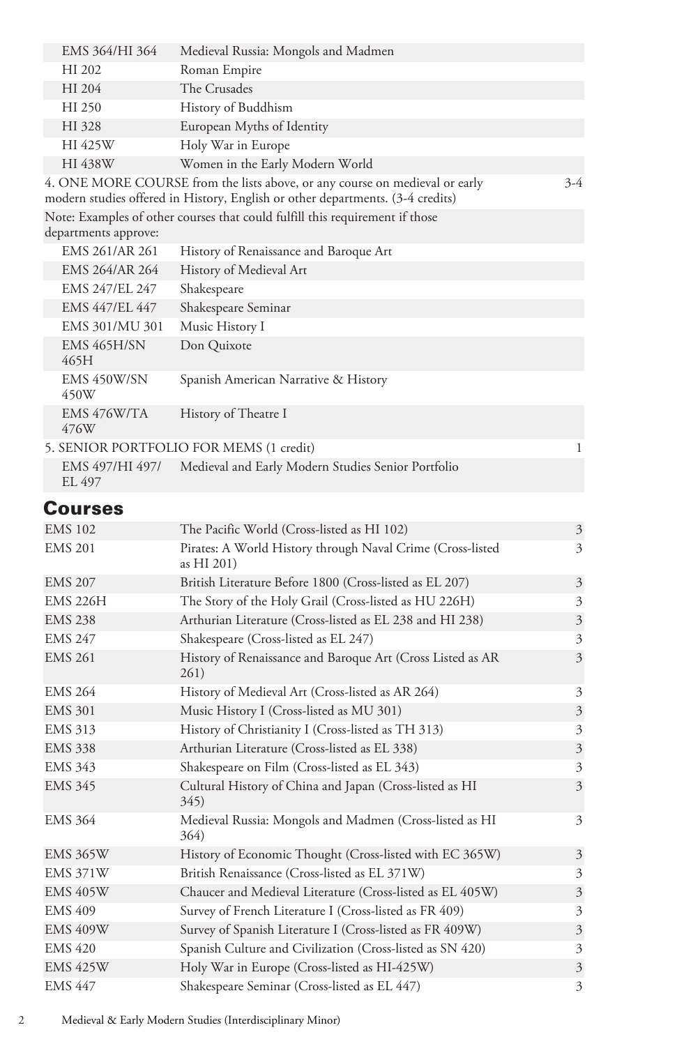| | | |
|---|---|---|
| EMS 364/HI 364 | Medieval Russia: Mongols and Madmen | |
| HI 202 | Roman Empire | |
| HI 204 | The Crusades | |
| HI 250 | History of Buddhism | |
| HI 328 | European Myths of Identity | |
| HI 425W | Holy War in Europe | |
| HI 438W | Women in the Early Modern World | |
| 4. ONE MORE COURSE from the lists above, or any course on medieval or early modern studies offered in History, English or other departments. (3-4 credits) | | 3-4 |
| Note: Examples of other courses that could fulfill this requirement if those departments approve: | | |
| EMS 261/AR 261 | History of Renaissance and Baroque Art | |
| EMS 264/AR 264 | History of Medieval Art | |
| EMS 247/EL 247 | Shakespeare | |
| EMS 447/EL 447 | Shakespeare Seminar | |
| EMS 301/MU 301 | Music History I | |
| EMS 465H/SN 465H | Don Quixote | |
| EMS 450W/SN 450W | Spanish American Narrative & History | |
| EMS 476W/TA 476W | History of Theatre I | |
| 5. SENIOR PORTFOLIO FOR MEMS (1 credit) | | 1 |
| EMS 497/HI 497/ EL 497 | Medieval and Early Modern Studies Senior Portfolio | |

## Courses

| | | |
|---|---|---|
| EMS 102 | The Pacific World (Cross-listed as HI 102) | 3 |
| EMS 201 | Pirates: A World History through Naval Crime (Cross-listed as HI 201) | 3 |
| EMS 207 | British Literature Before 1800 (Cross-listed as EL 207) | 3 |
| EMS 226H | The Story of the Holy Grail (Cross-listed as HU 226H) | 3 |
| EMS 238 | Arthurian Literature (Cross-listed as EL 238 and HI 238) | 3 |
| EMS 247 | Shakespeare (Cross-listed as EL 247) | 3 |
| EMS 261 | History of Renaissance and Baroque Art (Cross Listed as AR 261) | 3 |
| EMS 264 | History of Medieval Art (Cross-listed as AR 264) | 3 |
| EMS 301 | Music History I (Cross-listed as MU 301) | 3 |
| EMS 313 | History of Christianity I (Cross-listed as TH 313) | 3 |
| EMS 338 | Arthurian Literature (Cross-listed as EL 338) | 3 |
| EMS 343 | Shakespeare on Film (Cross-listed as EL 343) | 3 |
| EMS 345 | Cultural History of China and Japan (Cross-listed as HI 345) | 3 |
| EMS 364 | Medieval Russia: Mongols and Madmen (Cross-listed as HI 364) | 3 |
| EMS 365W | History of Economic Thought (Cross-listed with EC 365W) | 3 |
| EMS 371W | British Renaissance (Cross-listed as EL 371W) | 3 |
| EMS 405W | Chaucer and Medieval Literature (Cross-listed as EL 405W) | 3 |
| EMS 409 | Survey of French Literature I (Cross-listed as FR 409) | 3 |
| EMS 409W | Survey of Spanish Literature I (Cross-listed as FR 409W) | 3 |
| EMS 420 | Spanish Culture and Civilization (Cross-listed as SN 420) | 3 |
| EMS 425W | Holy War in Europe (Cross-listed as HI-425W) | 3 |
| EMS 447 | Shakespeare Seminar (Cross-listed as EL 447) | 3 |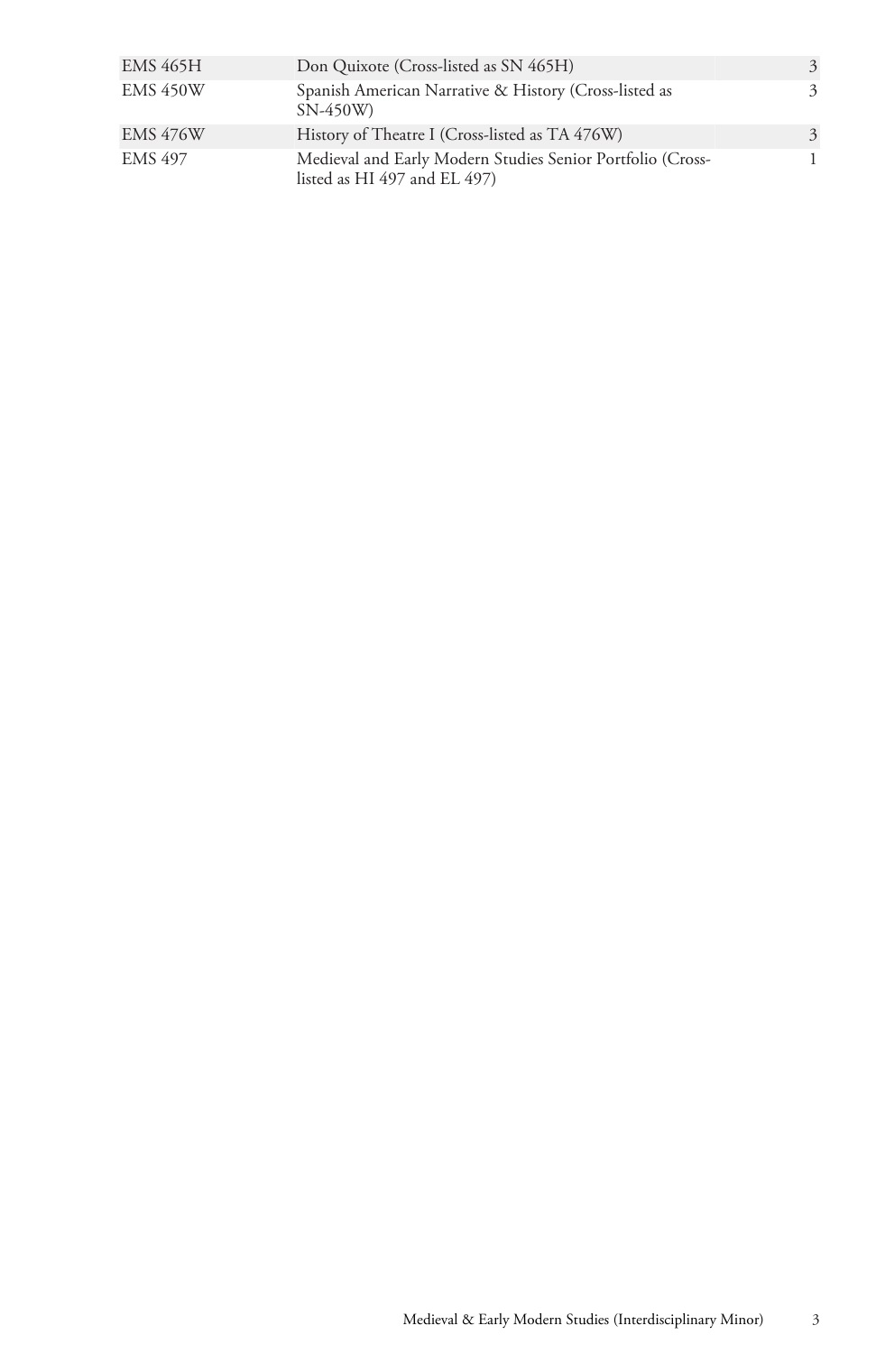| | | |
|---|---|---|
| EMS 465H | Don Quixote (Cross-listed as SN 465H) | 3 |
| EMS 450W | Spanish American Narrative & History (Cross-listed as SN-450W) | 3 |
| EMS 476W | History of Theatre I (Cross-listed as TA 476W) | 3 |
| EMS 497 | Medieval and Early Modern Studies Senior Portfolio (Cross-listed as HI 497 and EL 497) | 1 |